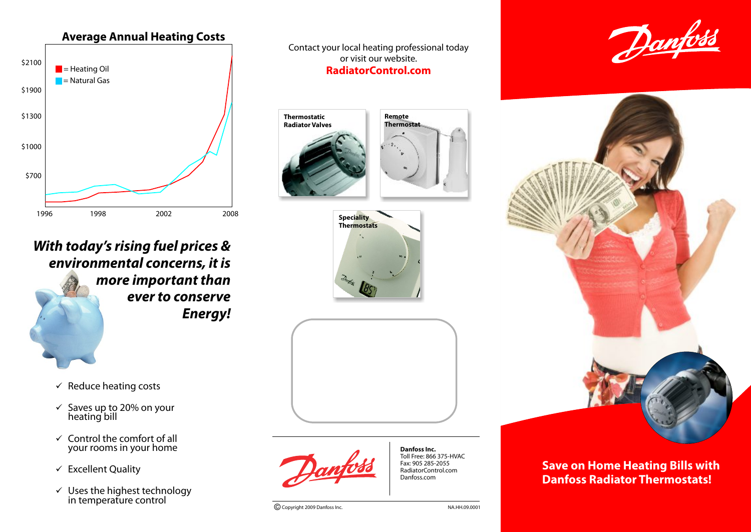## Average Annual Heating Costs

■ = Heating Oil
■ = Natural Gas

$2100
$1900
$1300
$1000
$700

1996 1998 2002 2008

***With today's rising fuel prices & environmental concerns, it is more important than ever to conserve Energy!***

- ✓ Reduce heating costs
- ✓ Saves up to 20% on your heating bill
- ✓ Control the comfort of all your rooms in your home
- ✓ Excellent Quality
- ✓ Uses the highest technology in temperature control

Contact your local heating professional today or visit our website.
**RadiatorControl.com**

**Thermostatic Radiator Valves**

**Remote Thermostat**

**Speciality Thermostats**

Danfoss

**Danfoss Inc.**
Toll Free: 866 375-HVAC
Fax: 905 285-2055
RadiatorControl.com
Danfoss.com

© Copyright 2009 Danfoss Inc.

NA.HH.09.0001

Danfoss

**Save on Home Heating Bills with Danfoss Radiator Thermostats!**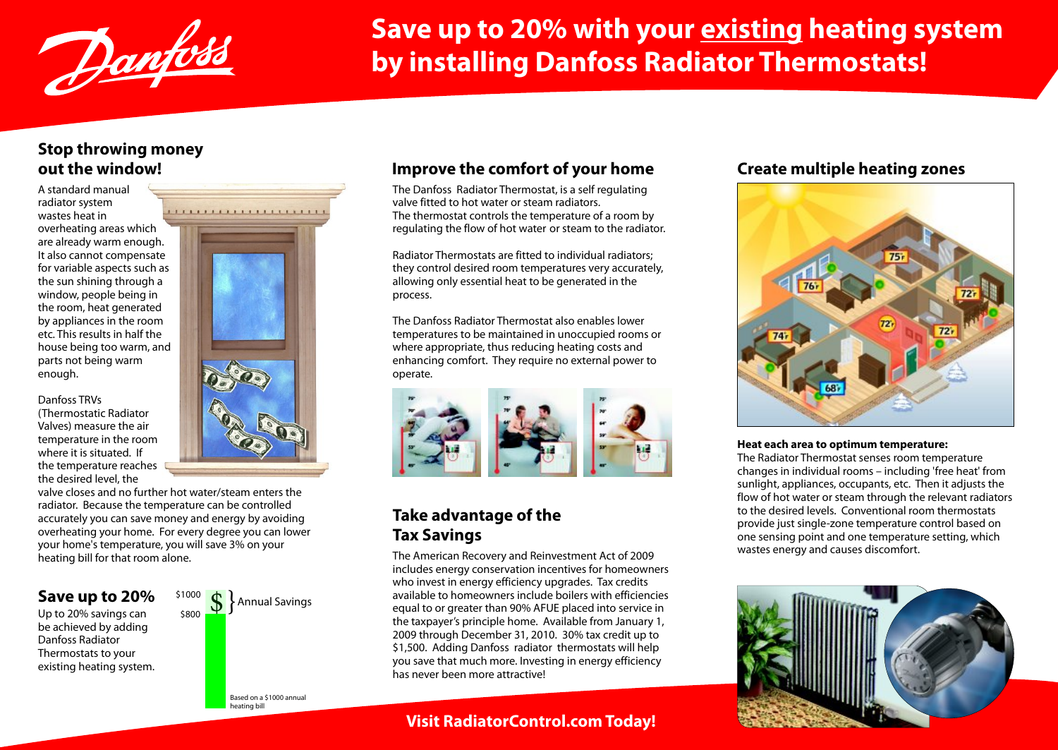# Save up to 20% with your existing heating system by installing Danfoss Radiator Thermostats!

## Stop throwing money out the window!

A standard manual radiator system wastes heat in overheating areas which are already warm enough. It also cannot compensate for variable aspects such as the sun shining through a window, people being in the room, heat generated by appliances in the room etc. This results in half the house being too warm, and parts not being warm enough.

Danfoss TRVs (Thermostatic Radiator Valves) measure the air temperature in the room where it is situated. If the temperature reaches the desired level, the valve closes and no further hot water/steam enters the radiator. Because the temperature can be controlled accurately you can save money and energy by avoiding overheating your home. For every degree you can lower your home's temperature, you will save 3% on your heating bill for that room alone.

## Save up to 20%

Up to 20% savings can be achieved by adding Danfoss Radiator Thermostats to your existing heating system.

$1000

$800

Annual Savings

Based on a $1000 annual heating bill

## Improve the comfort of your home

The Danfoss Radiator Thermostat, is a self regulating valve fitted to hot water or steam radiators. The thermostat controls the temperature of a room by regulating the flow of hot water or steam to the radiator.

Radiator Thermostats are fitted to individual radiators; they control desired room temperatures very accurately, allowing only essential heat to be generated in the process.

The Danfoss Radiator Thermostat also enables lower temperatures to be maintained in unoccupied rooms or where appropriate, thus reducing heating costs and enhancing comfort. They require no external power to operate.

## Take advantage of the Tax Savings

The American Recovery and Reinvestment Act of 2009 includes energy conservation incentives for homeowners who invest in energy efficiency upgrades. Tax credits available to homeowners include boilers with efficiencies equal to or greater than 90% AFUE placed into service in the taxpayer's principle home. Available from January 1, 2009 through December 31, 2010. 30% tax credit up to $1,500. Adding Danfoss radiator thermostats will help you save that much more. Investing in energy efficiency has never been more attractive!

## Create multiple heating zones

**Heat each area to optimum temperature:**
The Radiator Thermostat senses room temperature changes in individual rooms – including 'free heat' from sunlight, appliances, occupants, etc. Then it adjusts the flow of hot water or steam through the relevant radiators to the desired levels. Conventional room thermostats provide just single-zone temperature control based on one sensing point and one temperature setting, which wastes energy and causes discomfort.

**Visit RadiatorControl.com Today!**